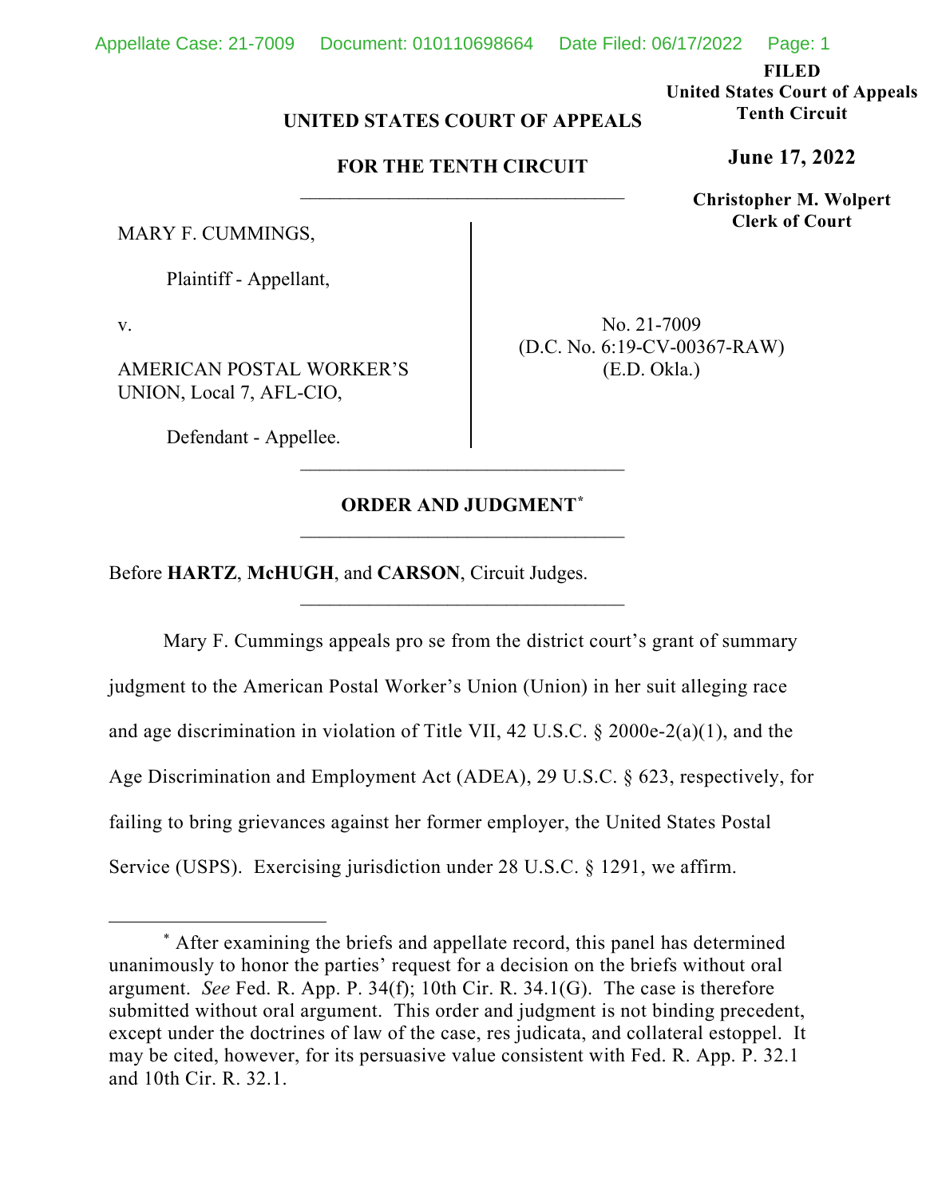FILED
United States Court of Appeals
Tenth Circuit

**June 17, 2022**

Christopher M. Wolpert
Clerk of Court

**UNITED STATES COURT OF APPEALS**

**FOR THE TENTH CIRCUIT**

---

MARY F. CUMMINGS,

Plaintiff - Appellant,

v.

AMERICAN POSTAL WORKER'S UNION, Local 7, AFL-CIO,

Defendant - Appellee.

No. 21-7009
(D.C. No. 6:19-CV-00367-RAW)
(E.D. Okla.)

---

**ORDER AND JUDGMENT***

---

Before **HARTZ**, **McHUGH**, and **CARSON**, Circuit Judges.

---

Mary F. Cummings appeals pro se from the district court's grant of summary judgment to the American Postal Worker's Union (Union) in her suit alleging race and age discrimination in violation of Title VII, 42 U.S.C. § 2000e-2(a)(1), and the Age Discrimination and Employment Act (ADEA), 29 U.S.C. § 623, respectively, for failing to bring grievances against her former employer, the United States Postal Service (USPS). Exercising jurisdiction under 28 U.S.C. § 1291, we affirm.

---

* After examining the briefs and appellate record, this panel has determined unanimously to honor the parties' request for a decision on the briefs without oral argument. *See* Fed. R. App. P. 34(f); 10th Cir. R. 34.1(G). The case is therefore submitted without oral argument. This order and judgment is not binding precedent, except under the doctrines of law of the case, res judicata, and collateral estoppel. It may be cited, however, for its persuasive value consistent with Fed. R. App. P. 32.1 and 10th Cir. R. 32.1.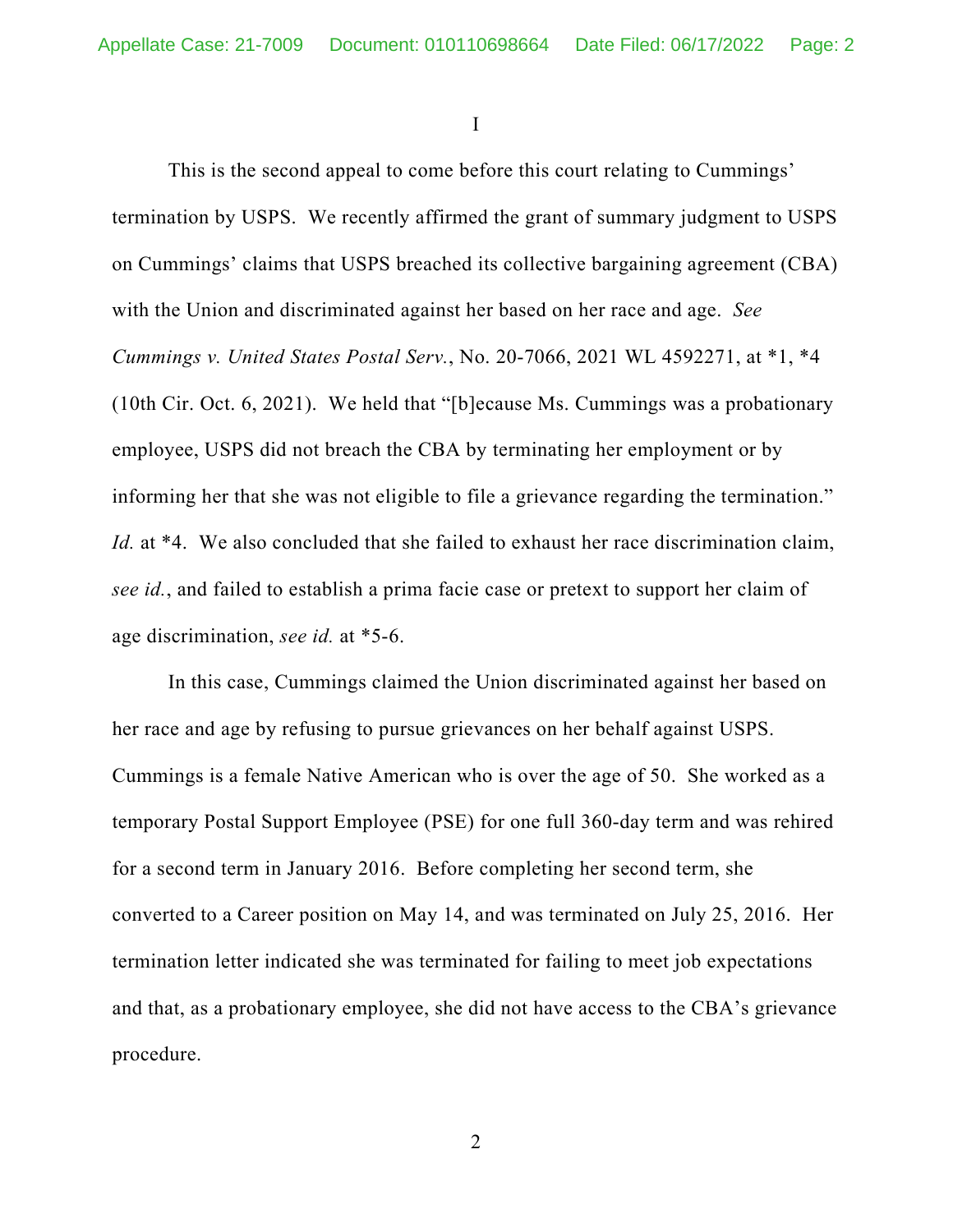I

This is the second appeal to come before this court relating to Cummings' termination by USPS. We recently affirmed the grant of summary judgment to USPS on Cummings' claims that USPS breached its collective bargaining agreement (CBA) with the Union and discriminated against her based on her race and age. *See Cummings v. United States Postal Serv.*, No. 20-7066, 2021 WL 4592271, at *1, *4 (10th Cir. Oct. 6, 2021). We held that "[b]ecause Ms. Cummings was a probationary employee, USPS did not breach the CBA by terminating her employment or by informing her that she was not eligible to file a grievance regarding the termination." *Id.* at *4. We also concluded that she failed to exhaust her race discrimination claim, *see id.*, and failed to establish a prima facie case or pretext to support her claim of age discrimination, *see id.* at *5-6.

In this case, Cummings claimed the Union discriminated against her based on her race and age by refusing to pursue grievances on her behalf against USPS. Cummings is a female Native American who is over the age of 50. She worked as a temporary Postal Support Employee (PSE) for one full 360-day term and was rehired for a second term in January 2016. Before completing her second term, she converted to a Career position on May 14, and was terminated on July 25, 2016. Her termination letter indicated she was terminated for failing to meet job expectations and that, as a probationary employee, she did not have access to the CBA's grievance procedure.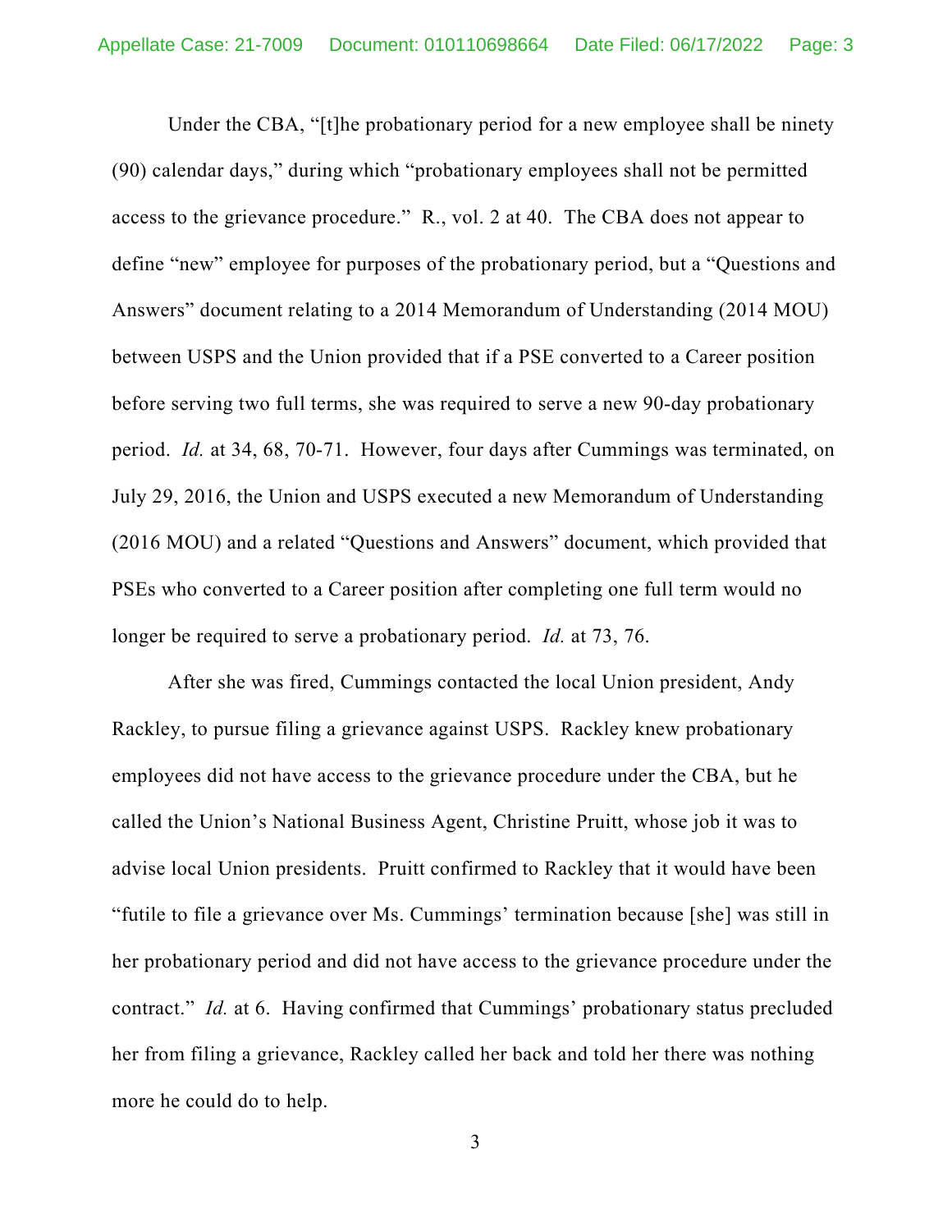Under the CBA, "[t]he probationary period for a new employee shall be ninety (90) calendar days," during which "probationary employees shall not be permitted access to the grievance procedure." R., vol. 2 at 40. The CBA does not appear to define "new" employee for purposes of the probationary period, but a "Questions and Answers" document relating to a 2014 Memorandum of Understanding (2014 MOU) between USPS and the Union provided that if a PSE converted to a Career position before serving two full terms, she was required to serve a new 90-day probationary period. *Id.* at 34, 68, 70-71. However, four days after Cummings was terminated, on July 29, 2016, the Union and USPS executed a new Memorandum of Understanding (2016 MOU) and a related "Questions and Answers" document, which provided that PSEs who converted to a Career position after completing one full term would no longer be required to serve a probationary period. *Id.* at 73, 76.

After she was fired, Cummings contacted the local Union president, Andy Rackley, to pursue filing a grievance against USPS. Rackley knew probationary employees did not have access to the grievance procedure under the CBA, but he called the Union's National Business Agent, Christine Pruitt, whose job it was to advise local Union presidents. Pruitt confirmed to Rackley that it would have been "futile to file a grievance over Ms. Cummings' termination because [she] was still in her probationary period and did not have access to the grievance procedure under the contract." *Id.* at 6. Having confirmed that Cummings' probationary status precluded her from filing a grievance, Rackley called her back and told her there was nothing more he could do to help.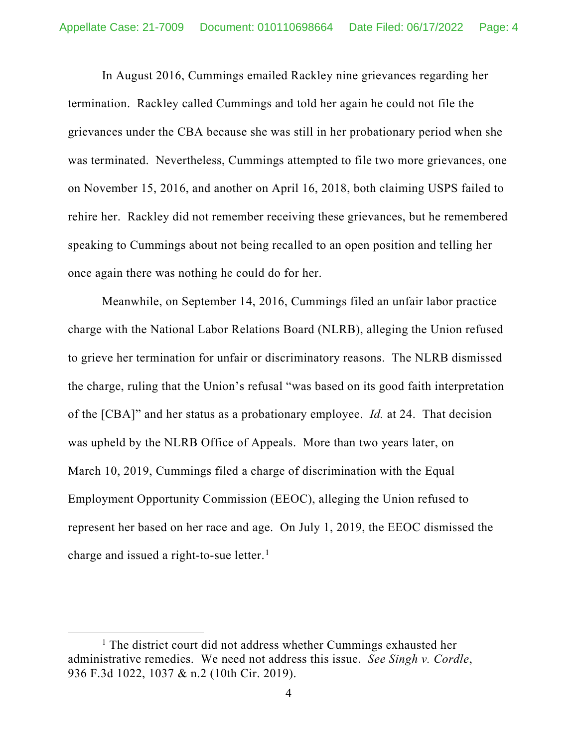In August 2016, Cummings emailed Rackley nine grievances regarding her termination. Rackley called Cummings and told her again he could not file the grievances under the CBA because she was still in her probationary period when she was terminated. Nevertheless, Cummings attempted to file two more grievances, one on November 15, 2016, and another on April 16, 2018, both claiming USPS failed to rehire her. Rackley did not remember receiving these grievances, but he remembered speaking to Cummings about not being recalled to an open position and telling her once again there was nothing he could do for her.

Meanwhile, on September 14, 2016, Cummings filed an unfair labor practice charge with the National Labor Relations Board (NLRB), alleging the Union refused to grieve her termination for unfair or discriminatory reasons. The NLRB dismissed the charge, ruling that the Union's refusal "was based on its good faith interpretation of the [CBA]" and her status as a probationary employee. *Id.* at 24. That decision was upheld by the NLRB Office of Appeals. More than two years later, on March 10, 2019, Cummings filed a charge of discrimination with the Equal Employment Opportunity Commission (EEOC), alleging the Union refused to represent her based on her race and age. On July 1, 2019, the EEOC dismissed the charge and issued a right-to-sue letter.[1]

---

[1] The district court did not address whether Cummings exhausted her administrative remedies. We need not address this issue. *See Singh v. Cordle*, 936 F.3d 1022, 1037 & n.2 (10th Cir. 2019).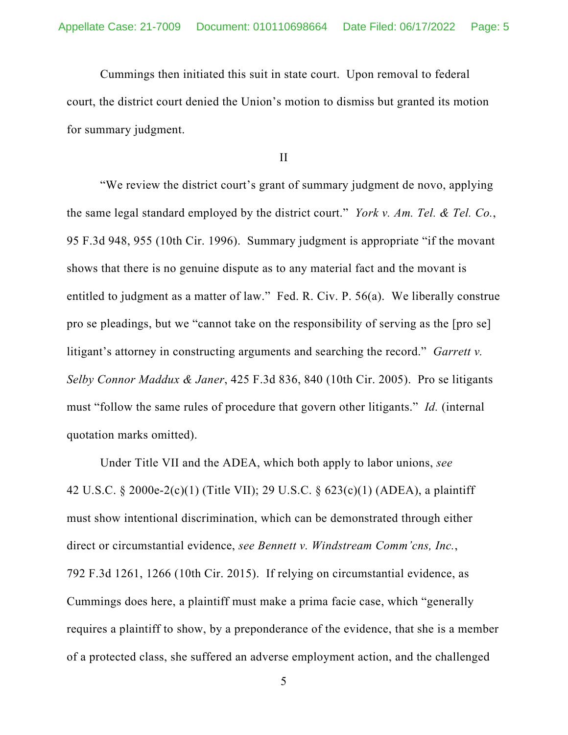Cummings then initiated this suit in state court. Upon removal to federal court, the district court denied the Union's motion to dismiss but granted its motion for summary judgment.

II

"We review the district court's grant of summary judgment de novo, applying the same legal standard employed by the district court." *York v. Am. Tel. & Tel. Co.*, 95 F.3d 948, 955 (10th Cir. 1996). Summary judgment is appropriate "if the movant shows that there is no genuine dispute as to any material fact and the movant is entitled to judgment as a matter of law." Fed. R. Civ. P. 56(a). We liberally construe pro se pleadings, but we "cannot take on the responsibility of serving as the [pro se] litigant's attorney in constructing arguments and searching the record." *Garrett v. Selby Connor Maddux & Janer*, 425 F.3d 836, 840 (10th Cir. 2005). Pro se litigants must "follow the same rules of procedure that govern other litigants." *Id.* (internal quotation marks omitted).

Under Title VII and the ADEA, which both apply to labor unions, *see* 42 U.S.C. § 2000e-2(c)(1) (Title VII); 29 U.S.C. § 623(c)(1) (ADEA), a plaintiff must show intentional discrimination, which can be demonstrated through either direct or circumstantial evidence, *see Bennett v. Windstream Comm'cns, Inc.*, 792 F.3d 1261, 1266 (10th Cir. 2015). If relying on circumstantial evidence, as Cummings does here, a plaintiff must make a prima facie case, which "generally requires a plaintiff to show, by a preponderance of the evidence, that she is a member of a protected class, she suffered an adverse employment action, and the challenged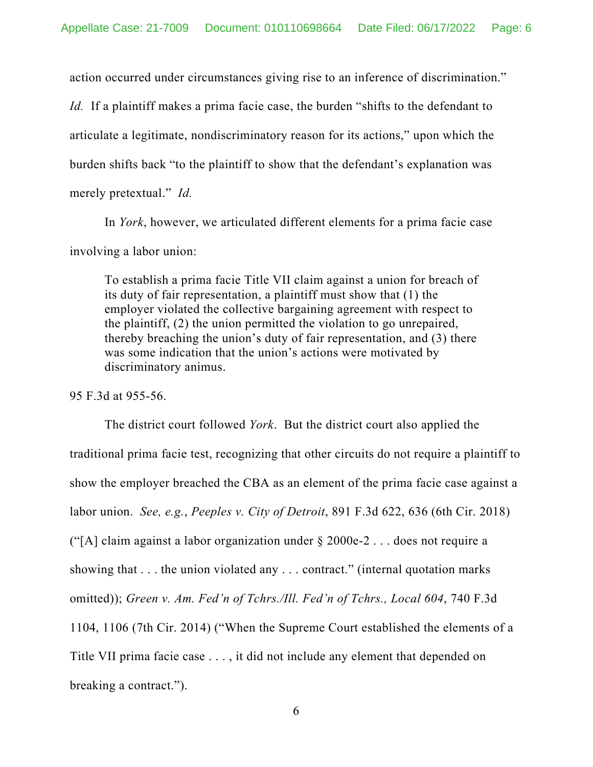action occurred under circumstances giving rise to an inference of discrimination." *Id.* If a plaintiff makes a prima facie case, the burden "shifts to the defendant to articulate a legitimate, nondiscriminatory reason for its actions," upon which the burden shifts back "to the plaintiff to show that the defendant's explanation was merely pretextual." *Id.*

In *York*, however, we articulated different elements for a prima facie case involving a labor union:

> To establish a prima facie Title VII claim against a union for breach of its duty of fair representation, a plaintiff must show that (1) the employer violated the collective bargaining agreement with respect to the plaintiff, (2) the union permitted the violation to go unrepaired, thereby breaching the union's duty of fair representation, and (3) there was some indication that the union's actions were motivated by discriminatory animus.

95 F.3d at 955-56.

The district court followed *York*. But the district court also applied the traditional prima facie test, recognizing that other circuits do not require a plaintiff to show the employer breached the CBA as an element of the prima facie case against a labor union. *See, e.g.*, *Peeples v. City of Detroit*, 891 F.3d 622, 636 (6th Cir. 2018) ("[A] claim against a labor organization under § 2000e-2 . . . does not require a showing that . . . the union violated any . . . contract." (internal quotation marks omitted)); *Green v. Am. Fed'n of Tchrs./Ill. Fed'n of Tchrs., Local 604*, 740 F.3d 1104, 1106 (7th Cir. 2014) ("When the Supreme Court established the elements of a Title VII prima facie case . . . , it did not include any element that depended on breaking a contract.").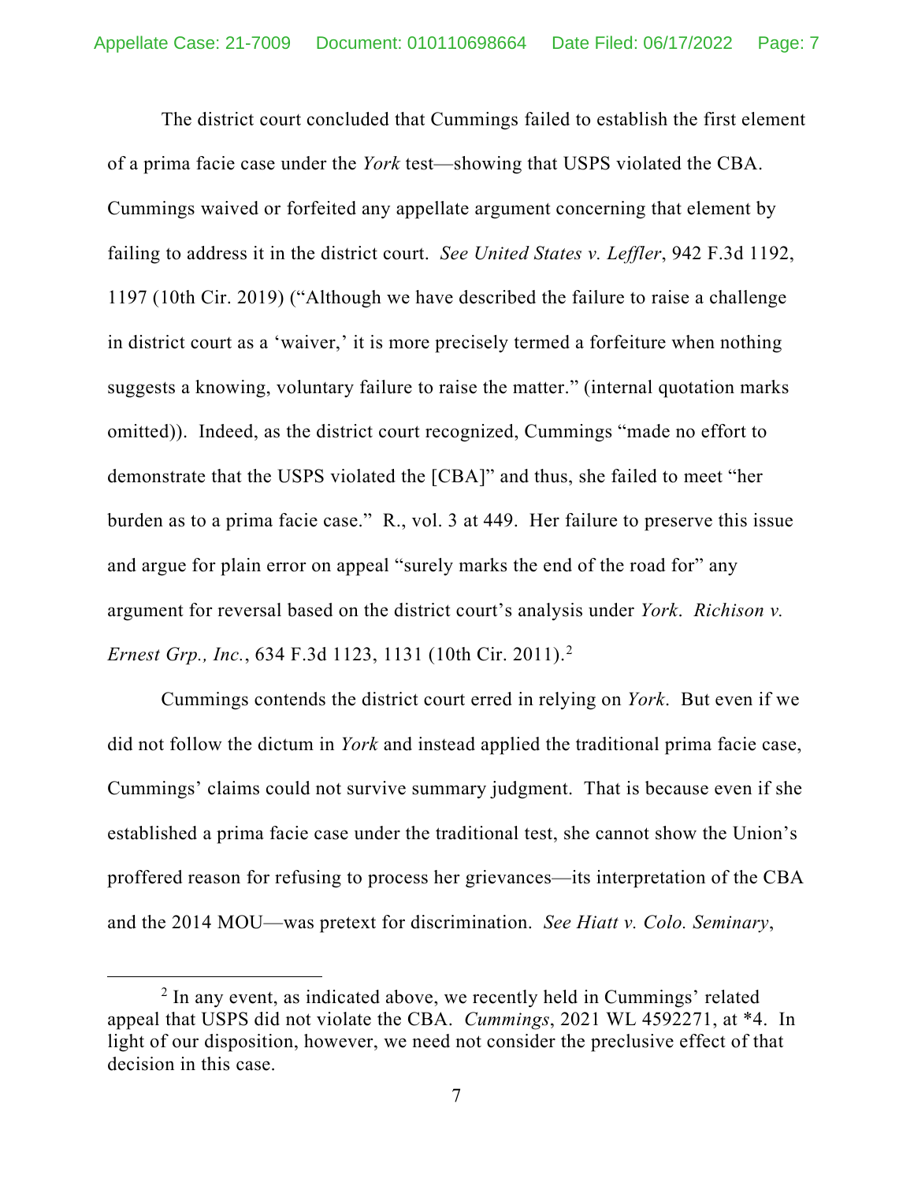The district court concluded that Cummings failed to establish the first element of a prima facie case under the *York* test—showing that USPS violated the CBA. Cummings waived or forfeited any appellate argument concerning that element by failing to address it in the district court. *See United States v. Leffler*, 942 F.3d 1192, 1197 (10th Cir. 2019) ("Although we have described the failure to raise a challenge in district court as a 'waiver,' it is more precisely termed a forfeiture when nothing suggests a knowing, voluntary failure to raise the matter." (internal quotation marks omitted)). Indeed, as the district court recognized, Cummings "made no effort to demonstrate that the USPS violated the [CBA]" and thus, she failed to meet "her burden as to a prima facie case." R., vol. 3 at 449. Her failure to preserve this issue and argue for plain error on appeal "surely marks the end of the road for" any argument for reversal based on the district court's analysis under *York*. *Richison v. Ernest Grp., Inc.*, 634 F.3d 1123, 1131 (10th Cir. 2011).[2]

Cummings contends the district court erred in relying on *York*. But even if we did not follow the dictum in *York* and instead applied the traditional prima facie case, Cummings' claims could not survive summary judgment. That is because even if she established a prima facie case under the traditional test, she cannot show the Union's proffered reason for refusing to process her grievances—its interpretation of the CBA and the 2014 MOU—was pretext for discrimination. *See Hiatt v. Colo. Seminary*,

---

[2] In any event, as indicated above, we recently held in Cummings' related appeal that USPS did not violate the CBA. *Cummings*, 2021 WL 4592271, at *4. In light of our disposition, however, we need not consider the preclusive effect of that decision in this case.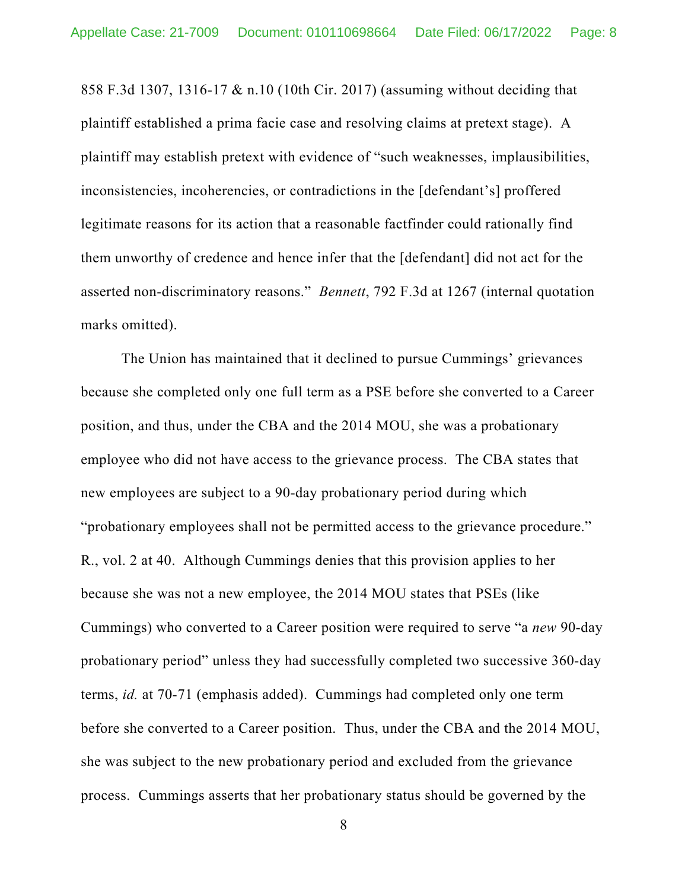858 F.3d 1307, 1316-17 & n.10 (10th Cir. 2017) (assuming without deciding that plaintiff established a prima facie case and resolving claims at pretext stage). A plaintiff may establish pretext with evidence of "such weaknesses, implausibilities, inconsistencies, incoherencies, or contradictions in the [defendant's] proffered legitimate reasons for its action that a reasonable factfinder could rationally find them unworthy of credence and hence infer that the [defendant] did not act for the asserted non-discriminatory reasons." *Bennett*, 792 F.3d at 1267 (internal quotation marks omitted).

The Union has maintained that it declined to pursue Cummings' grievances because she completed only one full term as a PSE before she converted to a Career position, and thus, under the CBA and the 2014 MOU, she was a probationary employee who did not have access to the grievance process. The CBA states that new employees are subject to a 90-day probationary period during which "probationary employees shall not be permitted access to the grievance procedure." R., vol. 2 at 40. Although Cummings denies that this provision applies to her because she was not a new employee, the 2014 MOU states that PSEs (like Cummings) who converted to a Career position were required to serve "a *new* 90-day probationary period" unless they had successfully completed two successive 360-day terms, *id.* at 70-71 (emphasis added). Cummings had completed only one term before she converted to a Career position. Thus, under the CBA and the 2014 MOU, she was subject to the new probationary period and excluded from the grievance process. Cummings asserts that her probationary status should be governed by the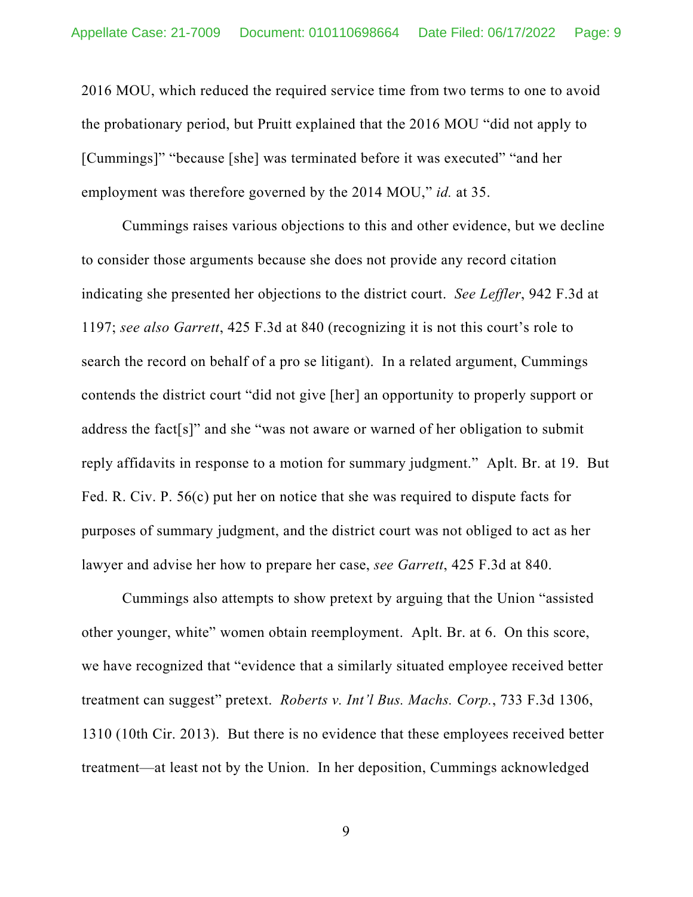2016 MOU, which reduced the required service time from two terms to one to avoid the probationary period, but Pruitt explained that the 2016 MOU "did not apply to [Cummings]" "because [she] was terminated before it was executed" "and her employment was therefore governed by the 2014 MOU," *id.* at 35.

Cummings raises various objections to this and other evidence, but we decline to consider those arguments because she does not provide any record citation indicating she presented her objections to the district court. *See Leffler*, 942 F.3d at 1197; *see also Garrett*, 425 F.3d at 840 (recognizing it is not this court's role to search the record on behalf of a pro se litigant). In a related argument, Cummings contends the district court "did not give [her] an opportunity to properly support or address the fact[s]" and she "was not aware or warned of her obligation to submit reply affidavits in response to a motion for summary judgment." Aplt. Br. at 19. But Fed. R. Civ. P. 56(c) put her on notice that she was required to dispute facts for purposes of summary judgment, and the district court was not obliged to act as her lawyer and advise her how to prepare her case, *see Garrett*, 425 F.3d at 840.

Cummings also attempts to show pretext by arguing that the Union "assisted other younger, white" women obtain reemployment. Aplt. Br. at 6. On this score, we have recognized that "evidence that a similarly situated employee received better treatment can suggest" pretext. *Roberts v. Int'l Bus. Machs. Corp.*, 733 F.3d 1306, 1310 (10th Cir. 2013). But there is no evidence that these employees received better treatment—at least not by the Union. In her deposition, Cummings acknowledged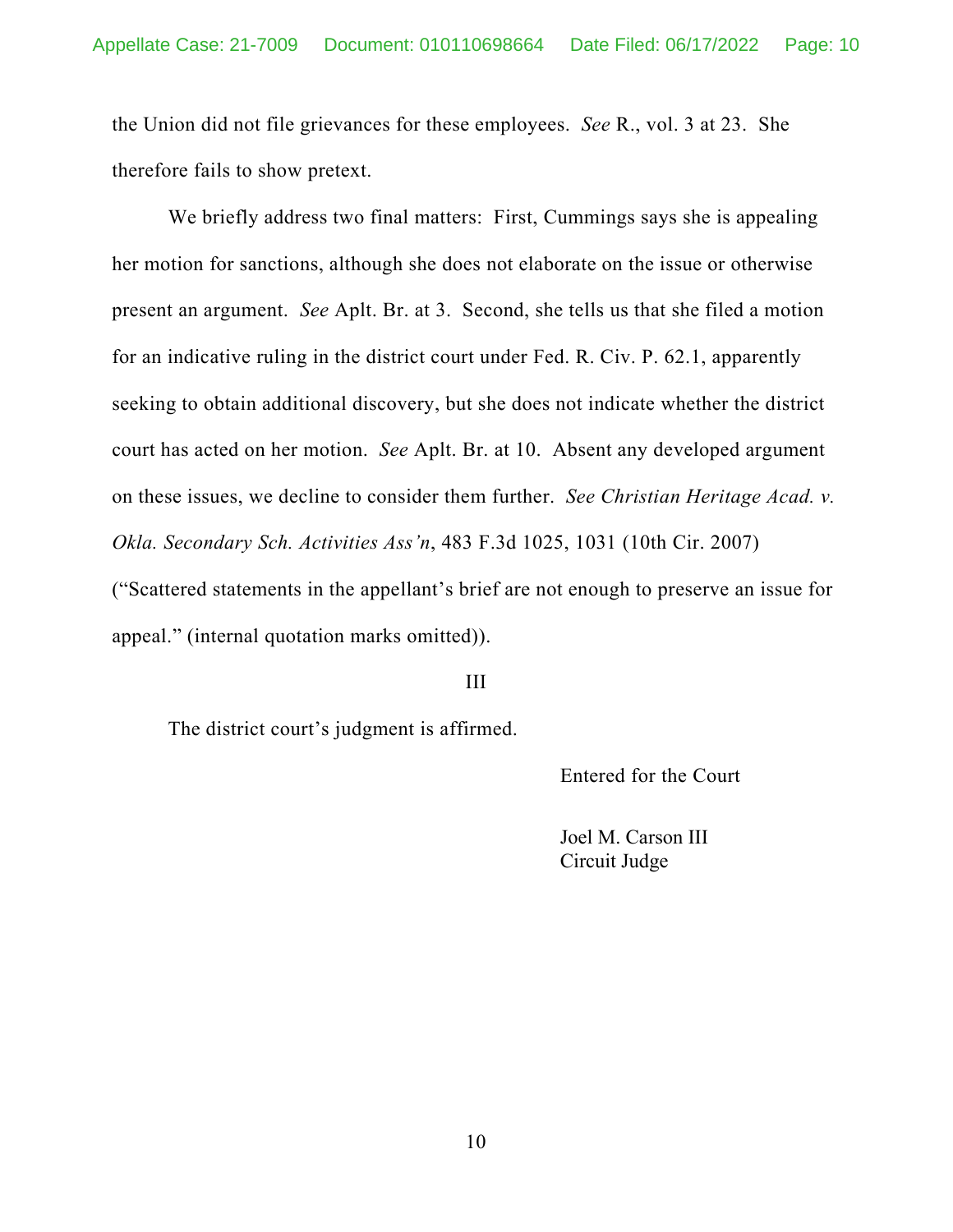the Union did not file grievances for these employees. *See* R., vol. 3 at 23. She therefore fails to show pretext.

We briefly address two final matters: First, Cummings says she is appealing her motion for sanctions, although she does not elaborate on the issue or otherwise present an argument. *See* Aplt. Br. at 3. Second, she tells us that she filed a motion for an indicative ruling in the district court under Fed. R. Civ. P. 62.1, apparently seeking to obtain additional discovery, but she does not indicate whether the district court has acted on her motion. *See* Aplt. Br. at 10. Absent any developed argument on these issues, we decline to consider them further. *See Christian Heritage Acad. v. Okla. Secondary Sch. Activities Ass'n*, 483 F.3d 1025, 1031 (10th Cir. 2007) ("Scattered statements in the appellant's brief are not enough to preserve an issue for appeal." (internal quotation marks omitted)).

III

The district court's judgment is affirmed.

Entered for the Court

Joel M. Carson III
Circuit Judge